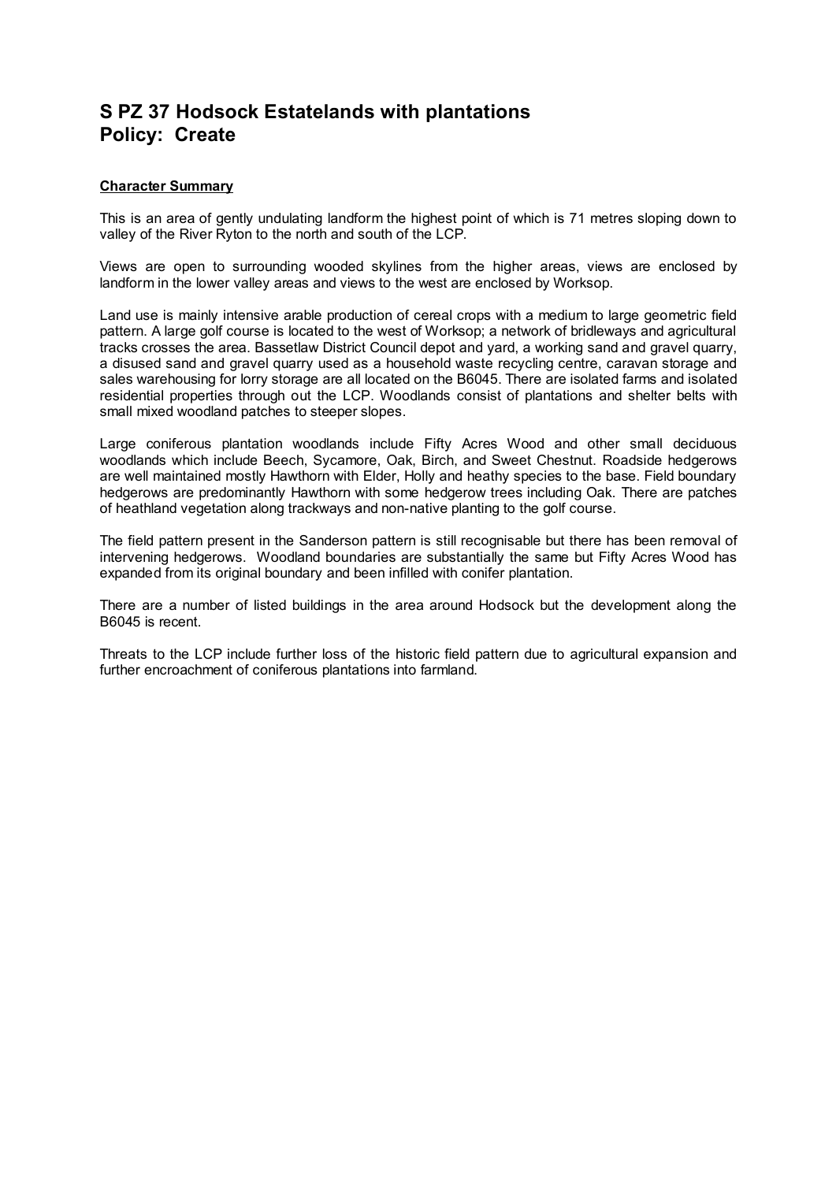# S PZ 37 Hodsock Estatelands with plantations
# Policy: Create

**Character Summary**

This is an area of gently undulating landform the highest point of which is 71 metres sloping down to valley of the River Ryton to the north and south of the LCP.

Views are open to surrounding wooded skylines from the higher areas, views are enclosed by landform in the lower valley areas and views to the west are enclosed by Worksop.

Land use is mainly intensive arable production of cereal crops with a medium to large geometric field pattern. A large golf course is located to the west of Worksop; a network of bridleways and agricultural tracks crosses the area. Bassetlaw District Council depot and yard, a working sand and gravel quarry, a disused sand and gravel quarry used as a household waste recycling centre, caravan storage and sales warehousing for lorry storage are all located on the B6045. There are isolated farms and isolated residential properties through out the LCP. Woodlands consist of plantations and shelter belts with small mixed woodland patches to steeper slopes.

Large coniferous plantation woodlands include Fifty Acres Wood and other small deciduous woodlands which include Beech, Sycamore, Oak, Birch, and Sweet Chestnut. Roadside hedgerows are well maintained mostly Hawthorn with Elder, Holly and heathy species to the base. Field boundary hedgerows are predominantly Hawthorn with some hedgerow trees including Oak. There are patches of heathland vegetation along trackways and non-native planting to the golf course.

The field pattern present in the Sanderson pattern is still recognisable but there has been removal of intervening hedgerows. Woodland boundaries are substantially the same but Fifty Acres Wood has expanded from its original boundary and been infilled with conifer plantation.

There are a number of listed buildings in the area around Hodsock but the development along the B6045 is recent.

Threats to the LCP include further loss of the historic field pattern due to agricultural expansion and further encroachment of coniferous plantations into farmland.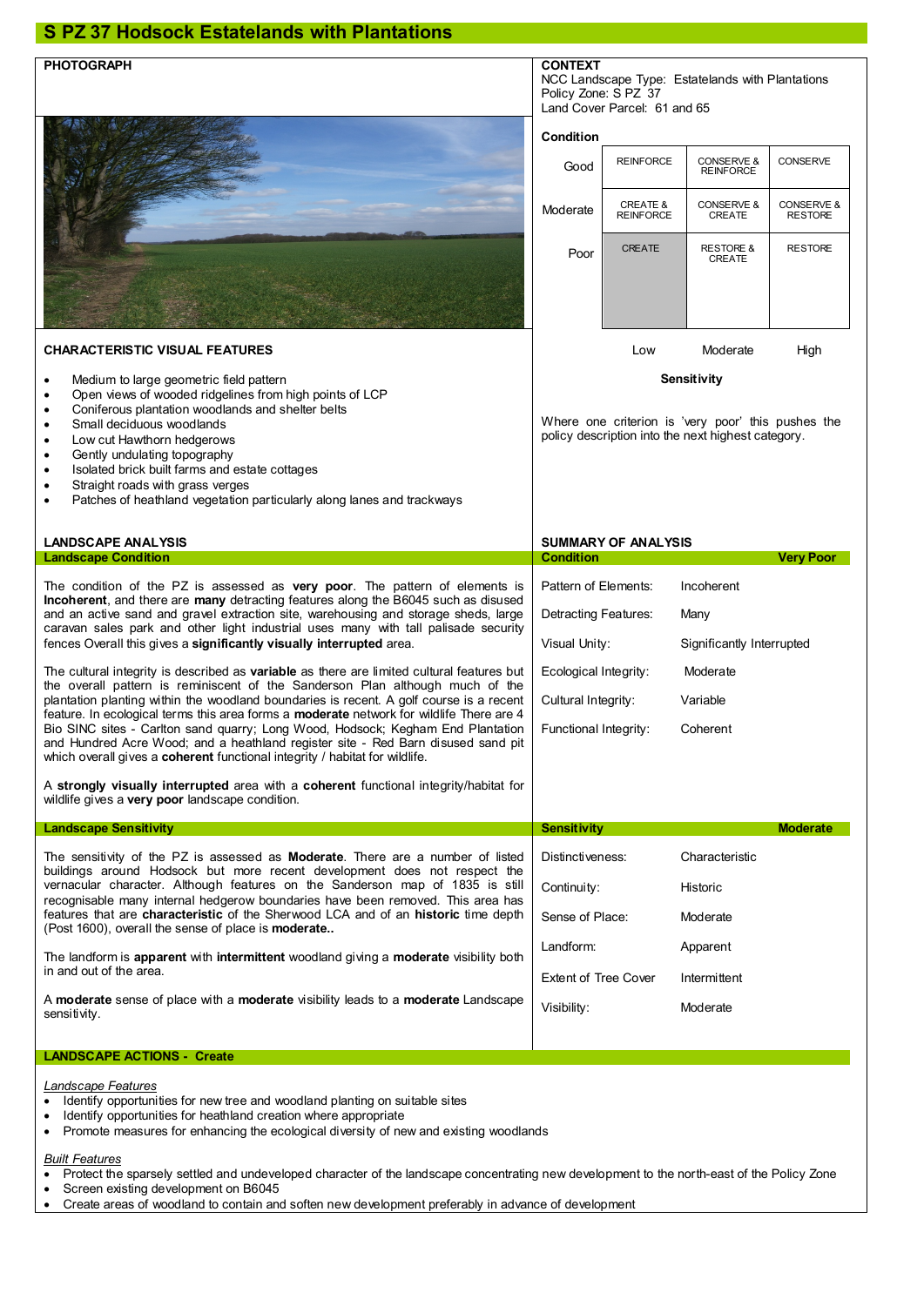# S PZ 37 Hodsock Estatelands with Plantations

**PHOTOGRAPH**

**CONTEXT**

NCC Landscape Type: Estatelands with Plantations
Policy Zone: S PZ 37
Land Cover Parcel: 61 and 65

**Condition**

| | | | |
|---|---|---|---|
| Good | REINFORCE | CONSERVE & REINFORCE | CONSERVE |
| Moderate | CREATE & REINFORCE | CONSERVE & CREATE | CONSERVE & RESTORE |
| Poor | CREATE | RESTORE & CREATE | RESTORE |
| | Low | Moderate | High |

**Sensitivity**

Where one criterion is 'very poor' this pushes the policy description into the next highest category.

**CHARACTERISTIC VISUAL FEATURES**

- Medium to large geometric field pattern
- Open views of wooded ridgelines from high points of LCP
- Coniferous plantation woodlands and shelter belts
- Small deciduous woodlands
- Low cut Hawthorn hedgerows
- Gently undulating topography
- Isolated brick built farms and estate cottages
- Straight roads with grass verges
- Patches of heathland vegetation particularly along lanes and trackways

**LANDSCAPE ANALYSIS**

**Landscape Condition**

The condition of the PZ is assessed as **very poor**. The pattern of elements is **Incoherent**, and there are **many** detracting features along the B6045 such as disused and an active sand and gravel extraction site, warehousing and storage sheds, large caravan sales park and other light industrial uses many with tall palisade security fences Overall this gives a **significantly visually interrupted** area.

The cultural integrity is described as **variable** as there are limited cultural features but the overall pattern is reminiscent of the Sanderson Plan although much of the plantation planting within the woodland boundaries is recent. A golf course is a recent feature. In ecological terms this area forms a **moderate** network for wildlife There are 4 Bio SINC sites - Carlton sand quarry; Long Wood, Hodsock; Kegham End Plantation and Hundred Acre Wood; and a heathland register site - Red Barn disused sand pit which overall gives a **coherent** functional integrity / habitat for wildlife.

A **strongly visually interrupted** area with a **coherent** functional integrity/habitat for wildlife gives a **very poor** landscape condition.

**SUMMARY OF ANALYSIS**

| **Condition** | **Very Poor** |
|---|---|
| Pattern of Elements: | Incoherent |
| Detracting Features: | Many |
| Visual Unity: | Significantly Interrupted |
| Ecological Integrity: | Moderate |
| Cultural Integrity: | Variable |
| Functional Integrity: | Coherent |

**Landscape Sensitivity**

The sensitivity of the PZ is assessed as **Moderate**. There are a number of listed buildings around Hodsock but more recent development does not respect the vernacular character. Although features on the Sanderson map of 1835 is still recognisable many internal hedgerow boundaries have been removed. This area has features that are **characteristic** of the Sherwood LCA and of an **historic** time depth (Post 1600), overall the sense of place is **moderate..**

The landform is **apparent** with **intermittent** woodland giving a **moderate** visibility both in and out of the area.

A **moderate** sense of place with a **moderate** visibility leads to a **moderate** Landscape sensitivity.

| **Sensitivity** | **Moderate** |
|---|---|
| Distinctiveness: | Characteristic |
| Continuity: | Historic |
| Sense of Place: | Moderate |
| Landform: | Apparent |
| Extent of Tree Cover | Intermittent |
| Visibility: | Moderate |

**LANDSCAPE ACTIONS - Create**

*Landscape Features*

- Identify opportunities for new tree and woodland planting on suitable sites
- Identify opportunities for heathland creation where appropriate
- Promote measures for enhancing the ecological diversity of new and existing woodlands

*Built Features*

- Protect the sparsely settled and undeveloped character of the landscape concentrating new development to the north-east of the Policy Zone
- Screen existing development on B6045
- Create areas of woodland to contain and soften new development preferably in advance of development